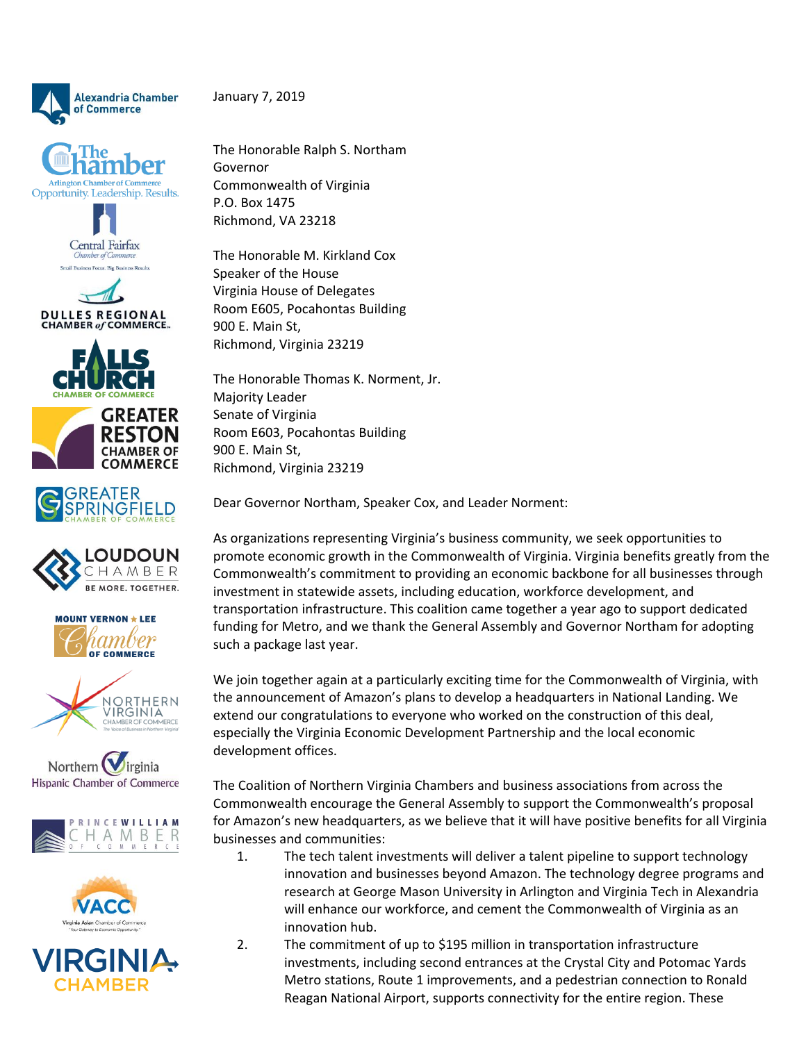Alexandria Chamber of Commerce

The Chamber – Arlington Chamber of Commerce – Opportunity. Leadership. Results.

Central Fairfax Chamber of Commerce – Small Business Focus. Big Business Results.

Dulles Regional Chamber of Commerce

Falls Church Chamber of Commerce

Greater Reston Chamber of Commerce

Greater Springfield Chamber of Commerce

Loudoun Chamber – Be More. Together.

Mount Vernon Lee Chamber of Commerce

Northern Virginia Chamber of Commerce – The Voice of Business in Northern Virginia

Northern Virginia Hispanic Chamber of Commerce

Prince William Chamber of Commerce

VACC – Virginia Asian Chamber of Commerce – "Your Gateway to Economic Opportunity."

Virginia Chamber

January 7, 2019

The Honorable Ralph S. Northam
Governor
Commonwealth of Virginia
P.O. Box 1475
Richmond, VA 23218

The Honorable M. Kirkland Cox
Speaker of the House
Virginia House of Delegates
Room E605, Pocahontas Building
900 E. Main St,
Richmond, Virginia 23219

The Honorable Thomas K. Norment, Jr.
Majority Leader
Senate of Virginia
Room E603, Pocahontas Building
900 E. Main St,
Richmond, Virginia 23219

Dear Governor Northam, Speaker Cox, and Leader Norment:

As organizations representing Virginia's business community, we seek opportunities to promote economic growth in the Commonwealth of Virginia. Virginia benefits greatly from the Commonwealth's commitment to providing an economic backbone for all businesses through investment in statewide assets, including education, workforce development, and transportation infrastructure. This coalition came together a year ago to support dedicated funding for Metro, and we thank the General Assembly and Governor Northam for adopting such a package last year.

We join together again at a particularly exciting time for the Commonwealth of Virginia, with the announcement of Amazon's plans to develop a headquarters in National Landing. We extend our congratulations to everyone who worked on the construction of this deal, especially the Virginia Economic Development Partnership and the local economic development offices.

The Coalition of Northern Virginia Chambers and business associations from across the Commonwealth encourage the General Assembly to support the Commonwealth's proposal for Amazon's new headquarters, as we believe that it will have positive benefits for all Virginia businesses and communities:

1. The tech talent investments will deliver a talent pipeline to support technology innovation and businesses beyond Amazon. The technology degree programs and research at George Mason University in Arlington and Virginia Tech in Alexandria will enhance our workforce, and cement the Commonwealth of Virginia as an innovation hub.
2. The commitment of up to $195 million in transportation infrastructure investments, including second entrances at the Crystal City and Potomac Yards Metro stations, Route 1 improvements, and a pedestrian connection to Ronald Reagan National Airport, supports connectivity for the entire region. These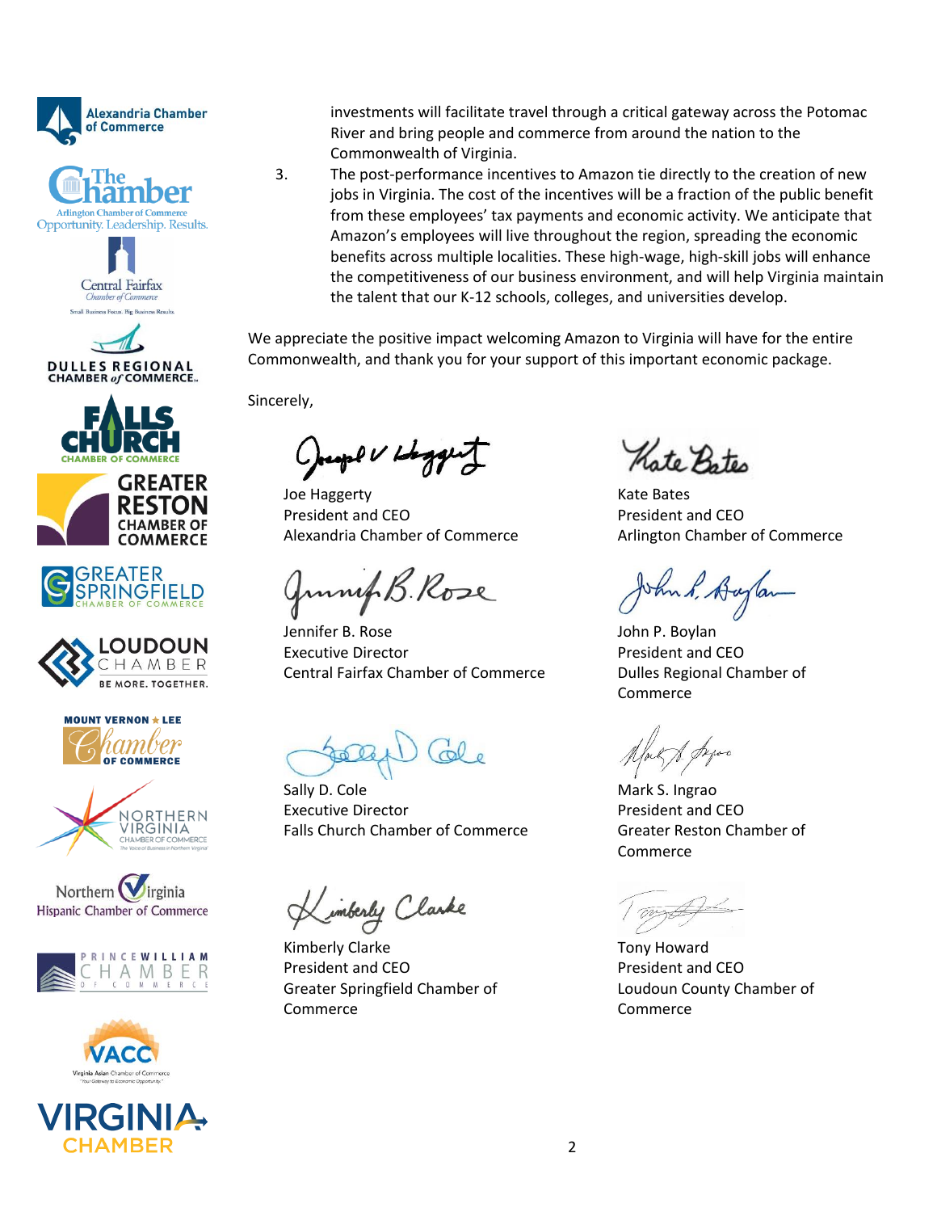investments will facilitate travel through a critical gateway across the Potomac River and bring people and commerce from around the nation to the Commonwealth of Virginia.

3. The post-performance incentives to Amazon tie directly to the creation of new jobs in Virginia. The cost of the incentives will be a fraction of the public benefit from these employees' tax payments and economic activity. We anticipate that Amazon's employees will live throughout the region, spreading the economic benefits across multiple localities. These high-wage, high-skill jobs will enhance the competitiveness of our business environment, and will help Virginia maintain the talent that our K-12 schools, colleges, and universities develop.

We appreciate the positive impact welcoming Amazon to Virginia will have for the entire Commonwealth, and thank you for your support of this important economic package.

Sincerely,

Joe Haggerty
President and CEO
Alexandria Chamber of Commerce

Kate Bates
President and CEO
Arlington Chamber of Commerce

Jennifer B. Rose
Executive Director
Central Fairfax Chamber of Commerce

John P. Boylan
President and CEO
Dulles Regional Chamber of Commerce

Sally D. Cole
Executive Director
Falls Church Chamber of Commerce

Mark S. Ingrao
President and CEO
Greater Reston Chamber of Commerce

Kimberly Clarke
President and CEO
Greater Springfield Chamber of Commerce

Tony Howard
President and CEO
Loudoun County Chamber of Commerce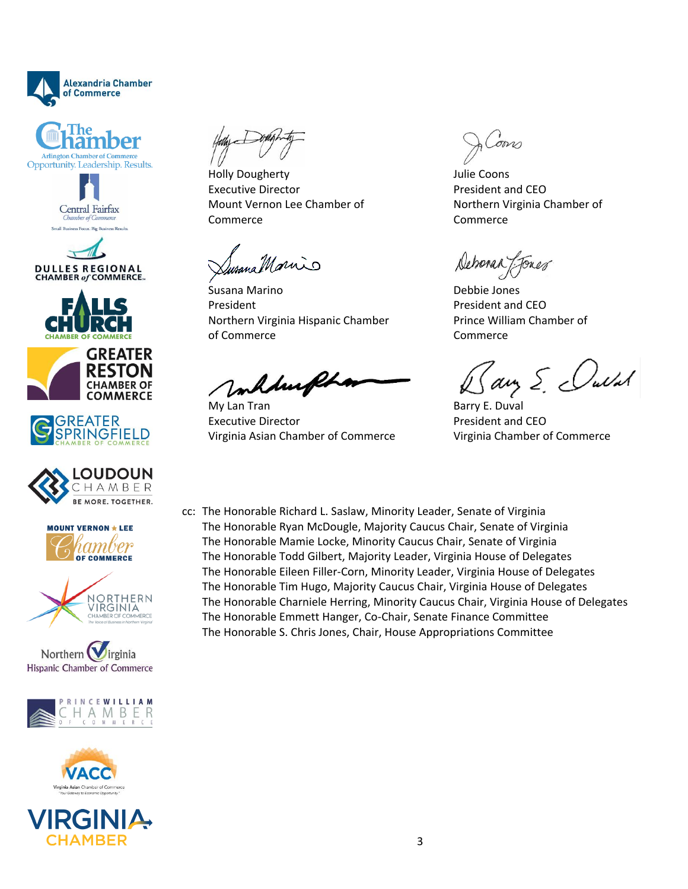Alexandria Chamber of Commerce

The Chamber
Arlington Chamber of Commerce
Opportunity. Leadership. Results.

Central Fairfax Chamber of Commerce
Small Business Focus. Big Business Results.

DULLES REGIONAL CHAMBER of COMMERCE

FALLS CHURCH CHAMBER OF COMMERCE

GREATER RESTON CHAMBER OF COMMERCE

GREATER SPRINGFIELD CHAMBER OF COMMERCE

LOUDOUN CHAMBER
BE MORE. TOGETHER.

MOUNT VERNON ★ LEE Chamber OF COMMERCE

NORTHERN VIRGINIA CHAMBER OF COMMERCE
The Voice of Business in Northern Virginia

Northern Virginia Hispanic Chamber of Commerce

PRINCE WILLIAM CHAMBER OF COMMERCE

VACC
Virginia Asian Chamber of Commerce
"Your Gateway to Economic Opportunity."

VIRGINIA CHAMBER

Holly Dougherty
Executive Director
Mount Vernon Lee Chamber of Commerce

Julie Coons
President and CEO
Northern Virginia Chamber of Commerce

Susana Marino
President
Northern Virginia Hispanic Chamber of Commerce

Debbie Jones
President and CEO
Prince William Chamber of Commerce

My Lan Tran
Executive Director
Virginia Asian Chamber of Commerce

Barry E. Duval
President and CEO
Virginia Chamber of Commerce

cc: The Honorable Richard L. Saslaw, Minority Leader, Senate of Virginia
The Honorable Ryan McDougle, Majority Caucus Chair, Senate of Virginia
The Honorable Mamie Locke, Minority Caucus Chair, Senate of Virginia
The Honorable Todd Gilbert, Majority Leader, Virginia House of Delegates
The Honorable Eileen Filler-Corn, Minority Leader, Virginia House of Delegates
The Honorable Tim Hugo, Majority Caucus Chair, Virginia House of Delegates
The Honorable Charniele Herring, Minority Caucus Chair, Virginia House of Delegates
The Honorable Emmett Hanger, Co-Chair, Senate Finance Committee
The Honorable S. Chris Jones, Chair, House Appropriations Committee